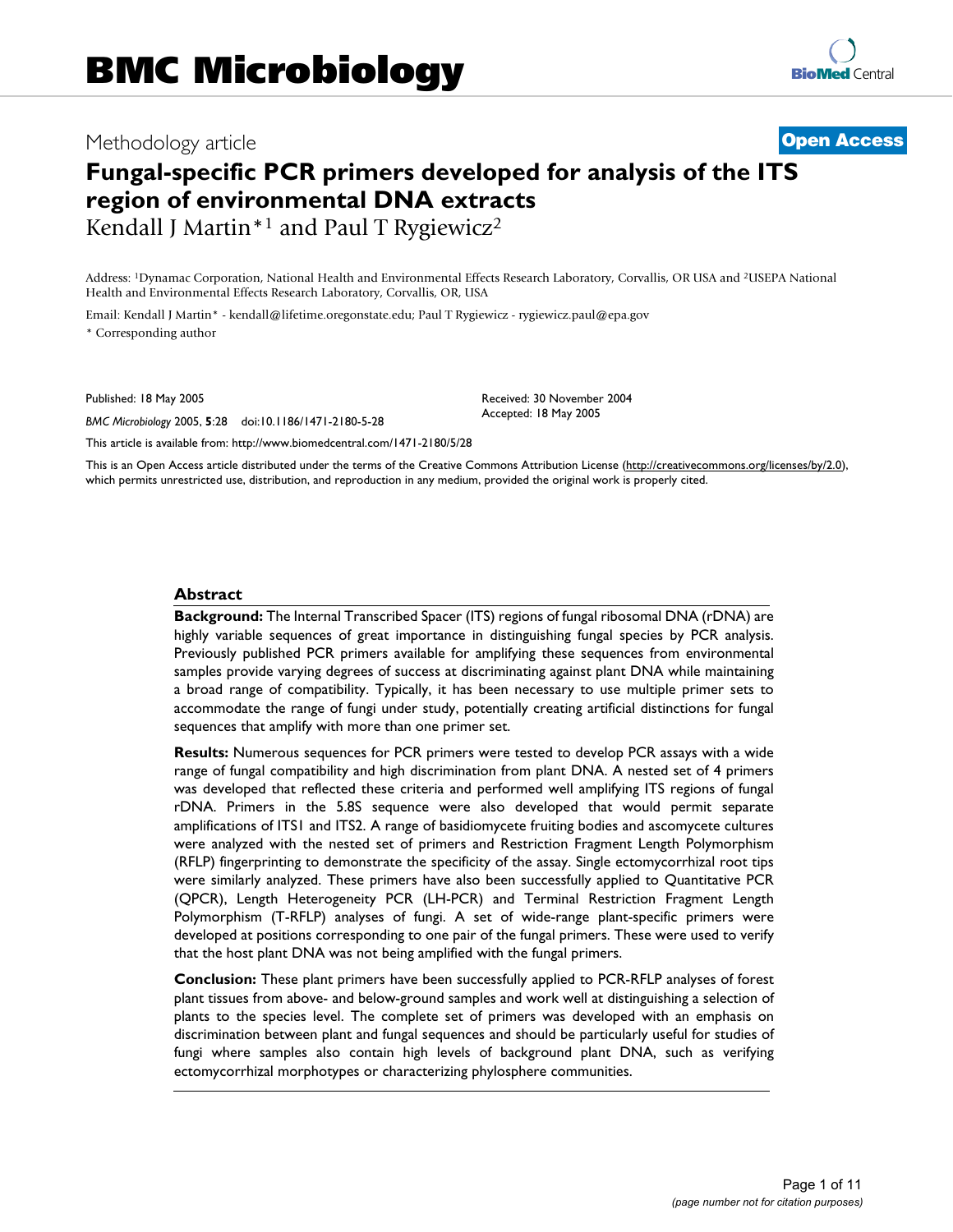# BMC Microbiology

Methodology article

**Open Access**

# Fungal-specific PCR primers developed for analysis of the ITS region of environmental DNA extracts

Kendall J Martin*[1] and Paul T Rygiewicz[2]

Address: [1]Dynamac Corporation, National Health and Environmental Effects Research Laboratory, Corvallis, OR USA and [2]USEPA National Health and Environmental Effects Research Laboratory, Corvallis, OR, USA

Email: Kendall J Martin* - kendall@lifetime.oregonstate.edu; Paul T Rygiewicz - rygiewicz.paul@epa.gov

* Corresponding author

Published: 18 May 2005

*BMC Microbiology* 2005, **5**:28 doi:10.1186/1471-2180-5-28

Received: 30 November 2004
Accepted: 18 May 2005

This article is available from: http://www.biomedcentral.com/1471-2180/5/28

This is an Open Access article distributed under the terms of the Creative Commons Attribution License (http://creativecommons.org/licenses/by/2.0), which permits unrestricted use, distribution, and reproduction in any medium, provided the original work is properly cited.

## Abstract

**Background:** The Internal Transcribed Spacer (ITS) regions of fungal ribosomal DNA (rDNA) are highly variable sequences of great importance in distinguishing fungal species by PCR analysis. Previously published PCR primers available for amplifying these sequences from environmental samples provide varying degrees of success at discriminating against plant DNA while maintaining a broad range of compatibility. Typically, it has been necessary to use multiple primer sets to accommodate the range of fungi under study, potentially creating artificial distinctions for fungal sequences that amplify with more than one primer set.

**Results:** Numerous sequences for PCR primers were tested to develop PCR assays with a wide range of fungal compatibility and high discrimination from plant DNA. A nested set of 4 primers was developed that reflected these criteria and performed well amplifying ITS regions of fungal rDNA. Primers in the 5.8S sequence were also developed that would permit separate amplifications of ITS1 and ITS2. A range of basidiomycete fruiting bodies and ascomycete cultures were analyzed with the nested set of primers and Restriction Fragment Length Polymorphism (RFLP) fingerprinting to demonstrate the specificity of the assay. Single ectomycorrhizal root tips were similarly analyzed. These primers have also been successfully applied to Quantitative PCR (QPCR), Length Heterogeneity PCR (LH-PCR) and Terminal Restriction Fragment Length Polymorphism (T-RFLP) analyses of fungi. A set of wide-range plant-specific primers were developed at positions corresponding to one pair of the fungal primers. These were used to verify that the host plant DNA was not being amplified with the fungal primers.

**Conclusion:** These plant primers have been successfully applied to PCR-RFLP analyses of forest plant tissues from above- and below-ground samples and work well at distinguishing a selection of plants to the species level. The complete set of primers was developed with an emphasis on discrimination between plant and fungal sequences and should be particularly useful for studies of fungi where samples also contain high levels of background plant DNA, such as verifying ectomycorrhizal morphotypes or characterizing phylosphere communities.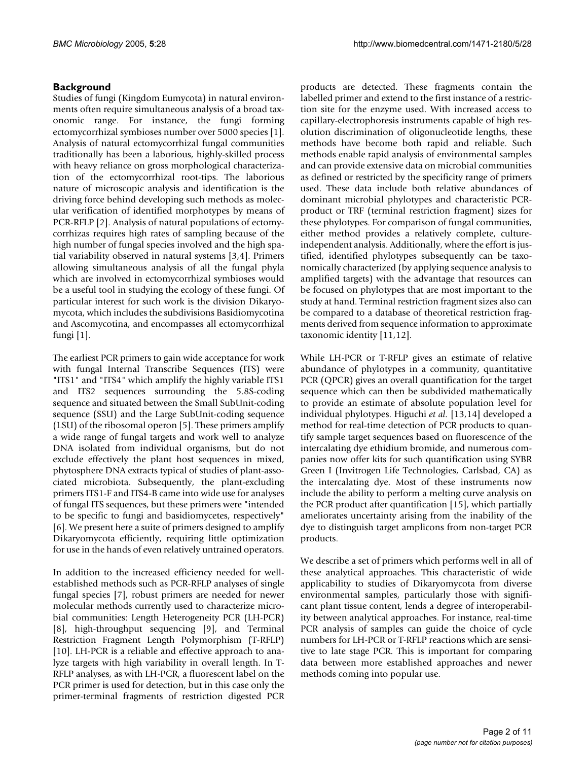## Background

Studies of fungi (Kingdom Eumycota) in natural environments often require simultaneous analysis of a broad taxonomic range. For instance, the fungi forming ectomycorrhizal symbioses number over 5000 species [1]. Analysis of natural ectomycorrhizal fungal communities traditionally has been a laborious, highly-skilled process with heavy reliance on gross morphological characterization of the ectomycorrhizal root-tips. The laborious nature of microscopic analysis and identification is the driving force behind developing such methods as molecular verification of identified morphotypes by means of PCR-RFLP [2]. Analysis of natural populations of ectomycorrhizas requires high rates of sampling because of the high number of fungal species involved and the high spatial variability observed in natural systems [3,4]. Primers allowing simultaneous analysis of all the fungal phyla which are involved in ectomycorrhizal symbioses would be a useful tool in studying the ecology of these fungi. Of particular interest for such work is the division Dikaryomycota, which includes the subdivisions Basidiomycotina and Ascomycotina, and encompasses all ectomycorrhizal fungi [1].

The earliest PCR primers to gain wide acceptance for work with fungal Internal Transcribe Sequences (ITS) were "ITS1" and "ITS4" which amplify the highly variable ITS1 and ITS2 sequences surrounding the 5.8S-coding sequence and situated between the Small SubUnit-coding sequence (SSU) and the Large SubUnit-coding sequence (LSU) of the ribosomal operon [5]. These primers amplify a wide range of fungal targets and work well to analyze DNA isolated from individual organisms, but do not exclude effectively the plant host sequences in mixed, phytosphere DNA extracts typical of studies of plant-associated microbiota. Subsequently, the plant-excluding primers ITS1-F and ITS4-B came into wide use for analyses of fungal ITS sequences, but these primers were "intended to be specific to fungi and basidiomycetes, respectively" [6]. We present here a suite of primers designed to amplify Dikaryomycota efficiently, requiring little optimization for use in the hands of even relatively untrained operators.

In addition to the increased efficiency needed for well-established methods such as PCR-RFLP analyses of single fungal species [7], robust primers are needed for newer molecular methods currently used to characterize microbial communities: Length Heterogeneity PCR (LH-PCR) [8], high-throughput sequencing [9], and Terminal Restriction Fragment Length Polymorphism (T-RFLP) [10]. LH-PCR is a reliable and effective approach to analyze targets with high variability in overall length. In T-RFLP analyses, as with LH-PCR, a fluorescent label on the PCR primer is used for detection, but in this case only the primer-terminal fragments of restriction digested PCR products are detected. These fragments contain the labelled primer and extend to the first instance of a restriction site for the enzyme used. With increased access to capillary-electrophoresis instruments capable of high resolution discrimination of oligonucleotide lengths, these methods have become both rapid and reliable. Such methods enable rapid analysis of environmental samples and can provide extensive data on microbial communities as defined or restricted by the specificity range of primers used. These data include both relative abundances of dominant microbial phylotypes and characteristic PCR-product or TRF (terminal restriction fragment) sizes for these phylotypes. For comparison of fungal communities, either method provides a relatively complete, culture-independent analysis. Additionally, where the effort is justified, identified phylotypes subsequently can be taxonomically characterized (by applying sequence analysis to amplified targets) with the advantage that resources can be focused on phylotypes that are most important to the study at hand. Terminal restriction fragment sizes also can be compared to a database of theoretical restriction fragments derived from sequence information to approximate taxonomic identity [11,12].

While LH-PCR or T-RFLP gives an estimate of relative abundance of phylotypes in a community, quantitative PCR (QPCR) gives an overall quantification for the target sequence which can then be subdivided mathematically to provide an estimate of absolute population level for individual phylotypes. Higuchi *et al.* [13,14] developed a method for real-time detection of PCR products to quantify sample target sequences based on fluorescence of the intercalating dye ethidium bromide, and numerous companies now offer kits for such quantification using SYBR Green I (Invitrogen Life Technologies, Carlsbad, CA) as the intercalating dye. Most of these instruments now include the ability to perform a melting curve analysis on the PCR product after quantification [15], which partially ameliorates uncertainty arising from the inability of the dye to distinguish target amplicons from non-target PCR products.

We describe a set of primers which performs well in all of these analytical approaches. This characteristic of wide applicability to studies of Dikaryomycota from diverse environmental samples, particularly those with significant plant tissue content, lends a degree of interoperability between analytical approaches. For instance, real-time PCR analysis of samples can guide the choice of cycle numbers for LH-PCR or T-RFLP reactions which are sensitive to late stage PCR. This is important for comparing data between more established approaches and newer methods coming into popular use.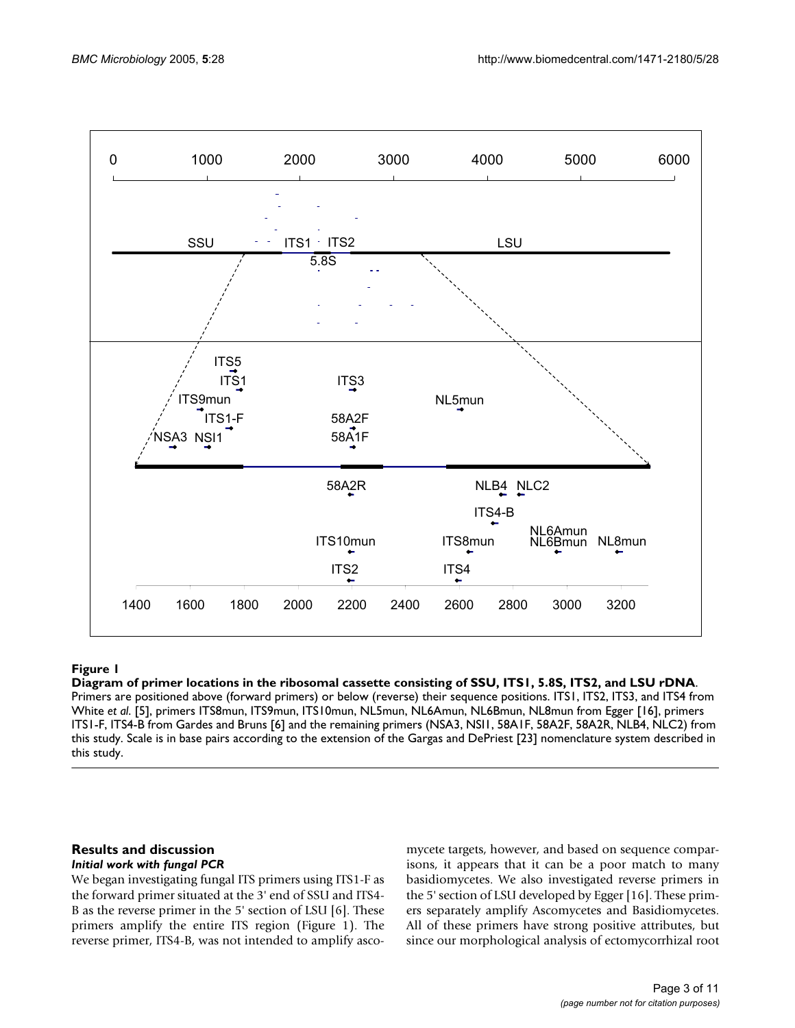**Figure 1**

**Diagram of primer locations in the ribosomal cassette consisting of SSU, ITS1, 5.8S, ITS2, and LSU rDNA**. Primers are positioned above (forward primers) or below (reverse) their sequence positions. ITS1, ITS2, ITS3, and ITS4 from White *et al.* [5], primers ITS8mun, ITS9mun, ITS10mun, NL5mun, NL6Amun, NL6Bmun, NL8mun from Egger [16], primers ITS1-F, ITS4-B from Gardes and Bruns [6] and the remaining primers (NSA3, NSI1, 58A1F, 58A2F, 58A2R, NLB4, NLC2) from this study. Scale is in base pairs according to the extension of the Gargas and DePriest [23] nomenclature system described in this study.

## Results and discussion

### *Initial work with fungal PCR*

We began investigating fungal ITS primers using ITS1-F as the forward primer situated at the 3' end of SSU and ITS4-B as the reverse primer in the 5' section of LSU [6]. These primers amplify the entire ITS region (Figure 1). The reverse primer, ITS4-B, was not intended to amplify ascomycete targets, however, and based on sequence comparisons, it appears that it can be a poor match to many basidiomycetes. We also investigated reverse primers in the 5' section of LSU developed by Egger [16]. These primers separately amplify Ascomycetes and Basidiomycetes. All of these primers have strong positive attributes, but since our morphological analysis of ectomycorrhizal root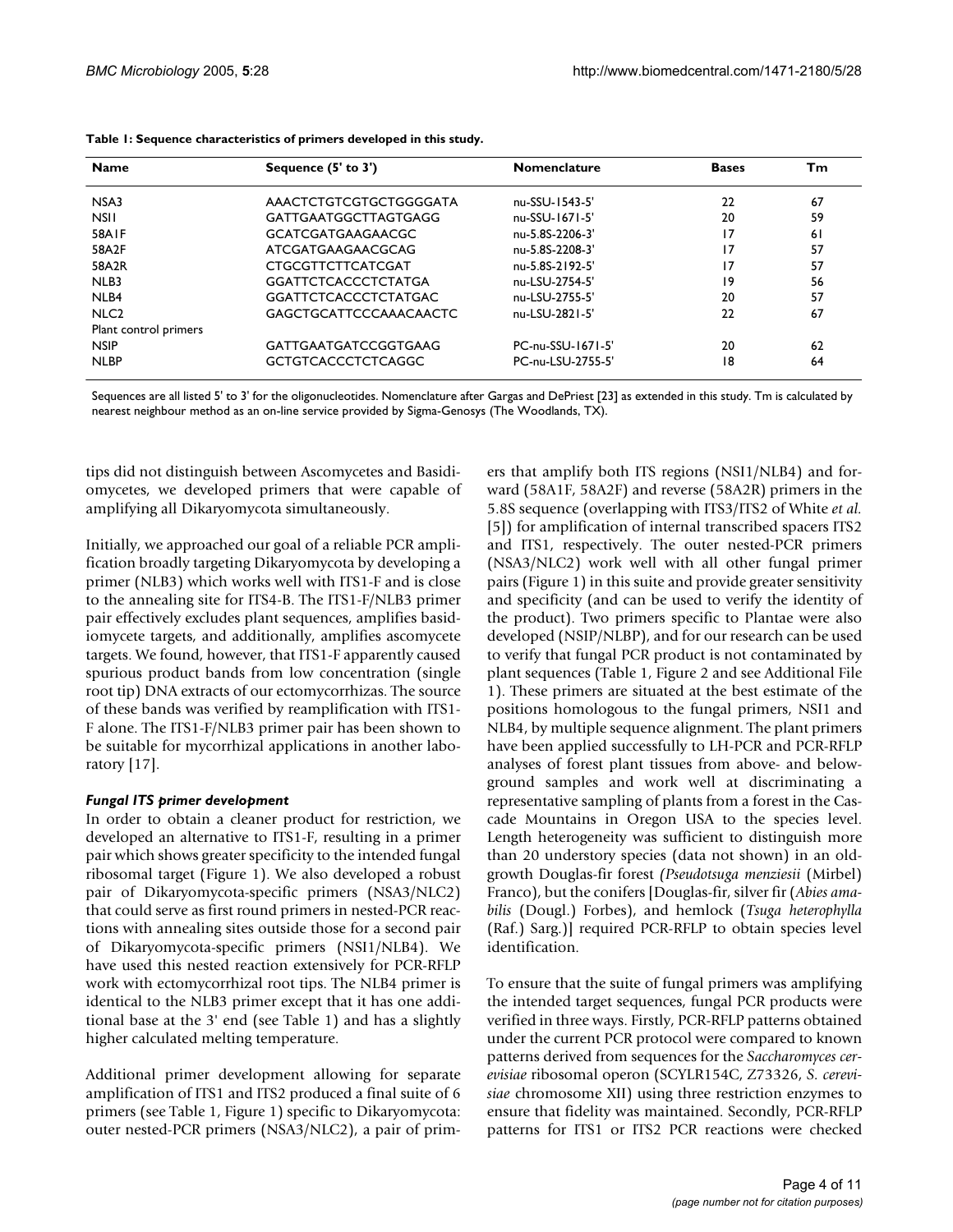**Table 1: Sequence characteristics of primers developed in this study.**

| Name | Sequence (5' to 3') | Nomenclature | Bases | Tm |
|---|---|---|---|---|
| NSA3 | AAACTCTGTCGTGCTGGGGATA | nu-SSU-1543-5' | 22 | 67 |
| NSI1 | GATTGAATGGCTTAGTGAGG | nu-SSU-1671-5' | 20 | 59 |
| 58A1F | GCATCGATGAAGAACGC | nu-5.8S-2206-3' | 17 | 61 |
| 58A2F | ATCGATGAAGAACGCAG | nu-5.8S-2208-3' | 17 | 57 |
| 58A2R | CTGCGTTCTTCATCGAT | nu-5.8S-2192-5' | 17 | 57 |
| NLB3 | GGATTCTCACCCTCTATGA | nu-LSU-2754-5' | 19 | 56 |
| NLB4 | GGATTCTCACCCTCTATGAC | nu-LSU-2755-5' | 20 | 57 |
| NLC2 | GAGCTGCATTCCCAAACAACTC | nu-LSU-2821-5' | 22 | 67 |
| Plant control primers | | | | |
| NSIP | GATTGAATGATCCGGTGAAG | PC-nu-SSU-1671-5' | 20 | 62 |
| NLBP | GCTGTCACCCTCTCAGGC | PC-nu-LSU-2755-5' | 18 | 64 |

Sequences are all listed 5' to 3' for the oligonucleotides. Nomenclature after Gargas and DePriest [23] as extended in this study. Tm is calculated by nearest neighbour method as an on-line service provided by Sigma-Genosys (The Woodlands, TX).

tips did not distinguish between Ascomycetes and Basidiomycetes, we developed primers that were capable of amplifying all Dikaryomycota simultaneously.

Initially, we approached our goal of a reliable PCR amplification broadly targeting Dikaryomycota by developing a primer (NLB3) which works well with ITS1-F and is close to the annealing site for ITS4-B. The ITS1-F/NLB3 primer pair effectively excludes plant sequences, amplifies basidiomycete targets, and additionally, amplifies ascomycete targets. We found, however, that ITS1-F apparently caused spurious product bands from low concentration (single root tip) DNA extracts of our ectomycorrhizas. The source of these bands was verified by reamplification with ITS1-F alone. The ITS1-F/NLB3 primer pair has been shown to be suitable for mycorrhizal applications in another laboratory [17].

### *Fungal ITS primer development*

In order to obtain a cleaner product for restriction, we developed an alternative to ITS1-F, resulting in a primer pair which shows greater specificity to the intended fungal ribosomal target (Figure 1). We also developed a robust pair of Dikaryomycota-specific primers (NSA3/NLC2) that could serve as first round primers in nested-PCR reactions with annealing sites outside those for a second pair of Dikaryomycota-specific primers (NSI1/NLB4). We have used this nested reaction extensively for PCR-RFLP work with ectomycorrhizal root tips. The NLB4 primer is identical to the NLB3 primer except that it has one additional base at the 3' end (see Table 1) and has a slightly higher calculated melting temperature.

Additional primer development allowing for separate amplification of ITS1 and ITS2 produced a final suite of 6 primers (see Table 1, Figure 1) specific to Dikaryomycota: outer nested-PCR primers (NSA3/NLC2), a pair of primers that amplify both ITS regions (NSI1/NLB4) and forward (58A1F, 58A2F) and reverse (58A2R) primers in the 5.8S sequence (overlapping with ITS3/ITS2 of White *et al.* [5]) for amplification of internal transcribed spacers ITS2 and ITS1, respectively. The outer nested-PCR primers (NSA3/NLC2) work well with all other fungal primer pairs (Figure 1) in this suite and provide greater sensitivity and specificity (and can be used to verify the identity of the product). Two primers specific to Plantae were also developed (NSIP/NLBP), and for our research can be used to verify that fungal PCR product is not contaminated by plant sequences (Table 1, Figure 2 and see Additional File 1). These primers are situated at the best estimate of the positions homologous to the fungal primers, NSI1 and NLB4, by multiple sequence alignment. The plant primers have been applied successfully to LH-PCR and PCR-RFLP analyses of forest plant tissues from above- and belowground samples and work well at discriminating a representative sampling of plants from a forest in the Cascade Mountains in Oregon USA to the species level. Length heterogeneity was sufficient to distinguish more than 20 understory species (data not shown) in an old-growth Douglas-fir forest *(Pseudotsuga menziesii* (Mirbel) Franco), but the conifers [Douglas-fir, silver fir (*Abies amabilis* (Dougl.) Forbes), and hemlock (*Tsuga heterophylla* (Raf.) Sarg.)] required PCR-RFLP to obtain species level identification.

To ensure that the suite of fungal primers was amplifying the intended target sequences, fungal PCR products were verified in three ways. Firstly, PCR-RFLP patterns obtained under the current PCR protocol were compared to known patterns derived from sequences for the *Saccharomyces cerevisiae* ribosomal operon (SCYLR154C, Z73326, *S. cerevisiae* chromosome XII) using three restriction enzymes to ensure that fidelity was maintained. Secondly, PCR-RFLP patterns for ITS1 or ITS2 PCR reactions were checked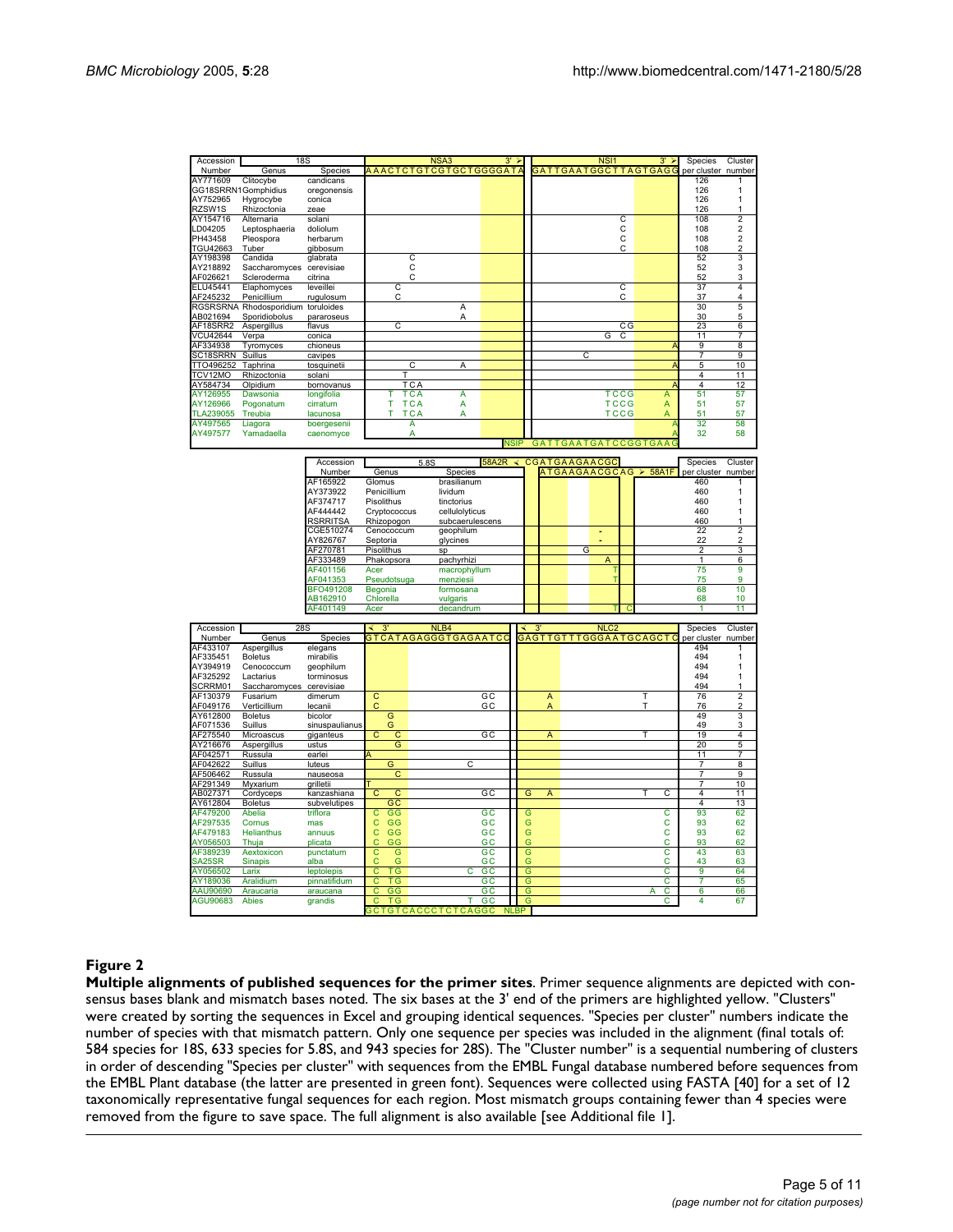| Accession Number | 18S Genus | Species | NSA3 3' > AAACTCTGTCGTGCTGGGGATA | NSI1 3' > GATTGAATGGCTTAGTGAGG | Species per cluster | Cluster number |
|---|---|---|---|---|---|---|
| AY771609 | Clitocybe | candicans | | | 126 | 1 |
| GG18SRRN1 | Gomphidius | oregonensis | | | 126 | 1 |
| AY752965 | Hygrocybe | conica | | | 126 | 1 |
| RZSW1S | Rhizoctonia | zeae | | | 126 | 1 |
| AY154716 | Alternaria | solani | | C | 108 | 2 |
| LD04205 | Leptosphaeria | doliolum | | C | 108 | 2 |
| PH43458 | Pleospora | herbarum | | C | 108 | 2 |
| TGU42663 | Tuber | gibbosum | | C | 108 | 2 |
| AY198398 | Candida | glabrata | C | | 52 | 3 |
| AY218892 | Saccharomyces | cerevisiae | C | | 52 | 3 |
| AF026621 | Scleroderma | citrina | C | | 52 | 3 |
| ELU45441 | Elaphomyces | leveillei | C | C | 37 | 4 |
| AF245232 | Penicillium | rugulosum | C | C | 37 | 4 |
| RGSRSRNA | Rhodosporidium | toruloides | A | | 30 | 5 |
| AB021694 | Sporidiobolus | pararoseus | A | | 30 | 5 |
| AF18SRR2 | Aspergillus | flavus | C | CG | 23 | 6 |
| VCU42644 | Verpa | conica | | G C | 11 | 7 |
| AF334938 | Tyromyces | chioneus | | A | 9 | 8 |
| SC18SRRN | Suillus | cavipes | | C | 7 | 9 |
| TTO496252 | Taphrina | tosquinetii | C A | A | 5 | 10 |
| TCV12MO | Rhizoctonia | solani | T | | 4 | 11 |
| AY584734 | Olpidium | bornovanus | TCA | A | 4 | 12 |
| AY126955 | Dawsonia | longifolia | T TCA A | TCCG A | 51 | 57 |
| AY126966 | Pogonatum | cirratum | T TCA A | TCCG A | 51 | 57 |
| TLA239055 | Treubia | lacunosa | T TCA A | TCCG A | 51 | 57 |
| AY497565 | Liagora | boergesenii | A | A | 32 | 58 |
| AY497577 | Yamadaella | caenomyce | A | A | 32 | 58 |
| | | | | NSIP GATTGAATGATCCGGTGAAG | | |

| Accession Number | 5.8S Genus | Species | 58A2R < CGATGAAGAACGC / ATGAAGAACGCAG > 58A1F | Species per cluster | Cluster number |
|---|---|---|---|---|---|
| AF165922 | Glomus | brasilianum | | 460 | 1 |
| AY373922 | Penicillium | lividum | | 460 | 1 |
| AF374717 | Pisolithus | tinctorius | | 460 | 1 |
| AF444442 | Cryptococcus | cellulolyticus | | 460 | 1 |
| RSRRITSA | Rhizopogon | subcaerulescens | | 460 | 1 |
| CGE510274 | Cenococcum | geophilum | - | 22 | 2 |
| AY826767 | Septoria | glycines | - | 22 | 2 |
| AF270781 | Pisolithus | sp | G | 2 | 3 |
| AF333489 | Phakopsora | pachyrhizi | A | 1 | 6 |
| AF401156 | Acer | macrophyllum | T | 75 | 9 |
| AF041353 | Pseudotsuga | menziesii | T | 75 | 9 |
| BFO491208 | Begonia | formosana | | 68 | 10 |
| AB162910 | Chlorella | vulgaris | | 68 | 10 |
| AF401149 | Acer | decandrum | T C | 1 | 11 |

| Accession Number | 28S Genus | Species | < 3' NLB4 GTCATAGAGGGTGAGAATCC | < 3' NLC2 GAGTTGTTTGGGAATGCAGCTC | Species per cluster | Cluster number |
|---|---|---|---|---|---|---|
| AF433107 | Aspergillus | elegans | | | 494 | 1 |
| AF335451 | Boletus | mirabilis | | | 494 | 1 |
| AY394919 | Cenococcum | geophilum | | | 494 | 1 |
| AF325292 | Lactarius | torminosus | | | 494 | 1 |
| SCRRM01 | Saccharomyces | cerevisiae | | | 494 | 1 |
| AF130379 | Fusarium | dimerum | C GC | A T | 76 | 2 |
| AF049176 | Verticillium | lecanii | C GC | A T | 76 | 2 |
| AY612800 | Boletus | bicolor | G | | 49 | 3 |
| AF071536 | Suillus | sinuspaulianus | G | | 49 | 3 |
| AF275540 | Microascus | giganteus | C C GC | A T | 19 | 4 |
| AY216676 | Aspergillus | ustus | G | | 20 | 5 |
| AF042571 | Russula | earlei | A | | 11 | 7 |
| AF042622 | Suillus | luteus | G C | | 7 | 8 |
| AF506462 | Russula | nauseosa | C | | 7 | 9 |
| AF291349 | Myxarium | grilletii | T | | 7 | 10 |
| AB027371 | Cordyceps | kanzashiana | C C GC | G A T C | 4 | 11 |
| AY612804 | Boletus | subvelutipes | GC | | 4 | 13 |
| AF479200 | Abelia | triflora | C GG GC | G C | 93 | 62 |
| AF297535 | Cornus | mas | C GG GC | G C | 93 | 62 |
| AF479183 | Helianthus | annuus | C GG GC | G C | 93 | 62 |
| AY056503 | Thuja | plicata | C GG GC | G C | 93 | 62 |
| AF389239 | Aextoxicon | punctatum | C G GC | G C | 43 | 63 |
| SA25SR | Sinapis | alba | C G GC | G C | 43 | 63 |
| AY056502 | Larix | leptolepis | C TG C GC | G C | 9 | 64 |
| AY189036 | Aralidium | pinnatifidum | C TG GC | G C | 7 | 65 |
| AAU90690 | Araucaria | araucana | C GG GC | G A C | 6 | 66 |
| AGU90683 | Abies | grandis | C TG T GC | G C | 4 | 67 |
| | | | GCTGTCACCCTCTCAGGC NLBP | | | |

**Figure 2**

**Multiple alignments of published sequences for the primer sites**. Primer sequence alignments are depicted with consensus bases blank and mismatch bases noted. The six bases at the 3' end of the primers are highlighted yellow. "Clusters" were created by sorting the sequences in Excel and grouping identical sequences. "Species per cluster" numbers indicate the number of species with that mismatch pattern. Only one sequence per species was included in the alignment (final totals of: 584 species for 18S, 633 species for 5.8S, and 943 species for 28S). The "Cluster number" is a sequential numbering of clusters in order of descending "Species per cluster" with sequences from the EMBL Fungal database numbered before sequences from the EMBL Plant database (the latter are presented in green font). Sequences were collected using FASTA [40] for a set of 12 taxonomically representative fungal sequences for each region. Most mismatch groups containing fewer than 4 species were removed from the figure to save space. The full alignment is also available [see Additional file 1].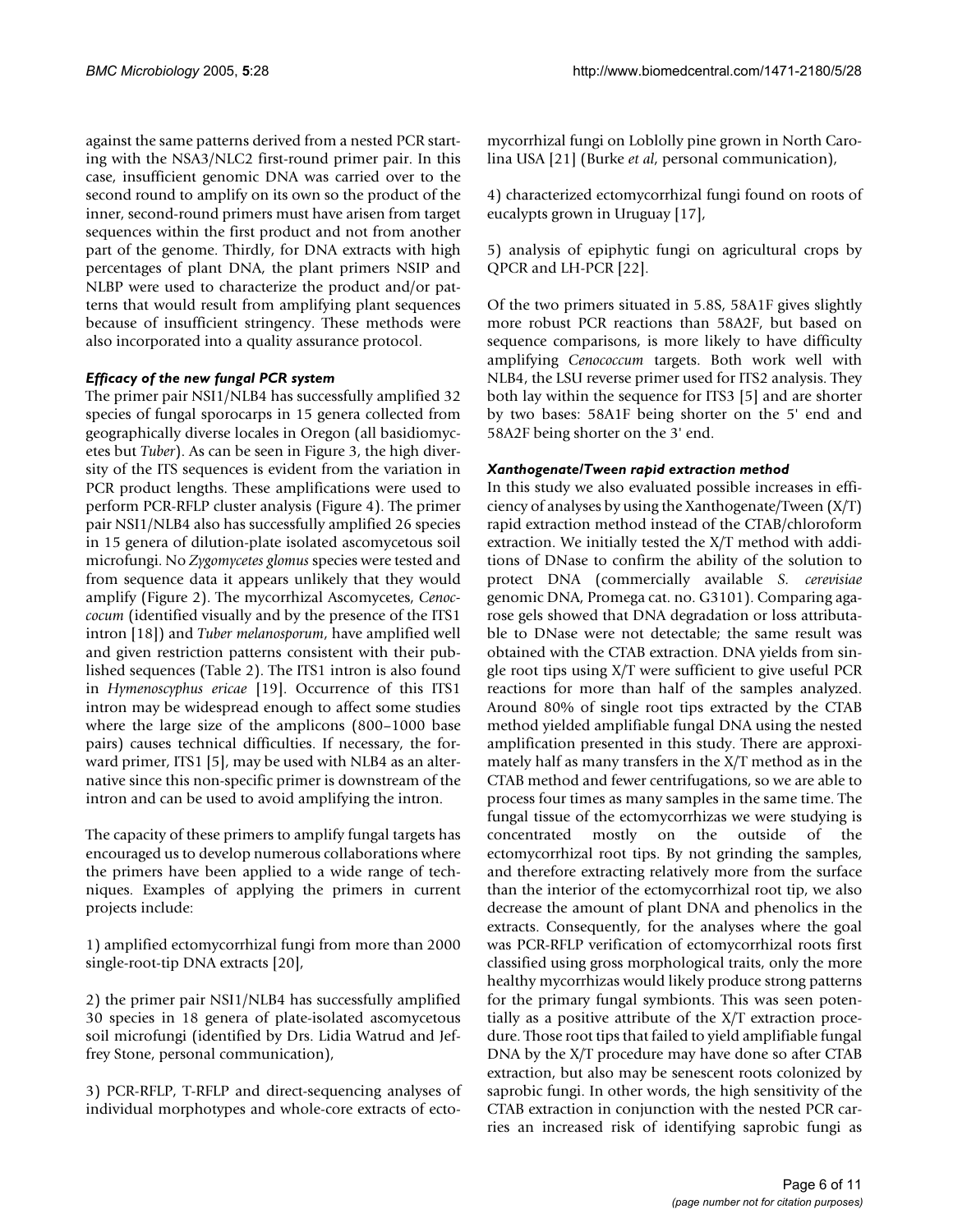against the same patterns derived from a nested PCR starting with the NSA3/NLC2 first-round primer pair. In this case, insufficient genomic DNA was carried over to the second round to amplify on its own so the product of the inner, second-round primers must have arisen from target sequences within the first product and not from another part of the genome. Thirdly, for DNA extracts with high percentages of plant DNA, the plant primers NSIP and NLBP were used to characterize the product and/or patterns that would result from amplifying plant sequences because of insufficient stringency. These methods were also incorporated into a quality assurance protocol.

### *Efficacy of the new fungal PCR system*

The primer pair NSI1/NLB4 has successfully amplified 32 species of fungal sporocarps in 15 genera collected from geographically diverse locales in Oregon (all basidiomycetes but *Tuber*). As can be seen in Figure 3, the high diversity of the ITS sequences is evident from the variation in PCR product lengths. These amplifications were used to perform PCR-RFLP cluster analysis (Figure 4). The primer pair NSI1/NLB4 also has successfully amplified 26 species in 15 genera of dilution-plate isolated ascomycetous soil microfungi. No *Zygomycetes glomus* species were tested and from sequence data it appears unlikely that they would amplify (Figure 2). The mycorrhizal Ascomycetes, *Cenoccocum* (identified visually and by the presence of the ITS1 intron [18]) and *Tuber melanosporum*, have amplified well and given restriction patterns consistent with their published sequences (Table 2). The ITS1 intron is also found in *Hymenoscyphus ericae* [19]. Occurrence of this ITS1 intron may be widespread enough to affect some studies where the large size of the amplicons (800–1000 base pairs) causes technical difficulties. If necessary, the forward primer, ITS1 [5], may be used with NLB4 as an alternative since this non-specific primer is downstream of the intron and can be used to avoid amplifying the intron.

The capacity of these primers to amplify fungal targets has encouraged us to develop numerous collaborations where the primers have been applied to a wide range of techniques. Examples of applying the primers in current projects include:

1) amplified ectomycorrhizal fungi from more than 2000 single-root-tip DNA extracts [20],

2) the primer pair NSI1/NLB4 has successfully amplified 30 species in 18 genera of plate-isolated ascomycetous soil microfungi (identified by Drs. Lidia Watrud and Jeffrey Stone, personal communication),

3) PCR-RFLP, T-RFLP and direct-sequencing analyses of individual morphotypes and whole-core extracts of ectomycorrhizal fungi on Loblolly pine grown in North Carolina USA [21] (Burke *et al*, personal communication),

4) characterized ectomycorrhizal fungi found on roots of eucalypts grown in Uruguay [17],

5) analysis of epiphytic fungi on agricultural crops by QPCR and LH-PCR [22].

Of the two primers situated in 5.8S, 58A1F gives slightly more robust PCR reactions than 58A2F, but based on sequence comparisons, is more likely to have difficulty amplifying *Cenococcum* targets. Both work well with NLB4, the LSU reverse primer used for ITS2 analysis. They both lay within the sequence for ITS3 [5] and are shorter by two bases: 58A1F being shorter on the 5' end and 58A2F being shorter on the 3' end.

### *Xanthogenate/Tween rapid extraction method*

In this study we also evaluated possible increases in efficiency of analyses by using the Xanthogenate/Tween (X/T) rapid extraction method instead of the CTAB/chloroform extraction. We initially tested the X/T method with additions of DNase to confirm the ability of the solution to protect DNA (commercially available *S. cerevisiae* genomic DNA, Promega cat. no. G3101). Comparing agarose gels showed that DNA degradation or loss attributable to DNase were not detectable; the same result was obtained with the CTAB extraction. DNA yields from single root tips using X/T were sufficient to give useful PCR reactions for more than half of the samples analyzed. Around 80% of single root tips extracted by the CTAB method yielded amplifiable fungal DNA using the nested amplification presented in this study. There are approximately half as many transfers in the X/T method as in the CTAB method and fewer centrifugations, so we are able to process four times as many samples in the same time. The fungal tissue of the ectomycorrhizas we were studying is concentrated mostly on the outside of the ectomycorrhizal root tips. By not grinding the samples, and therefore extracting relatively more from the surface than the interior of the ectomycorrhizal root tip, we also decrease the amount of plant DNA and phenolics in the extracts. Consequently, for the analyses where the goal was PCR-RFLP verification of ectomycorrhizal roots first classified using gross morphological traits, only the more healthy mycorrhizas would likely produce strong patterns for the primary fungal symbionts. This was seen potentially as a positive attribute of the X/T extraction procedure. Those root tips that failed to yield amplifiable fungal DNA by the X/T procedure may have done so after CTAB extraction, but also may be senescent roots colonized by saprobic fungi. In other words, the high sensitivity of the CTAB extraction in conjunction with the nested PCR carries an increased risk of identifying saprobic fungi as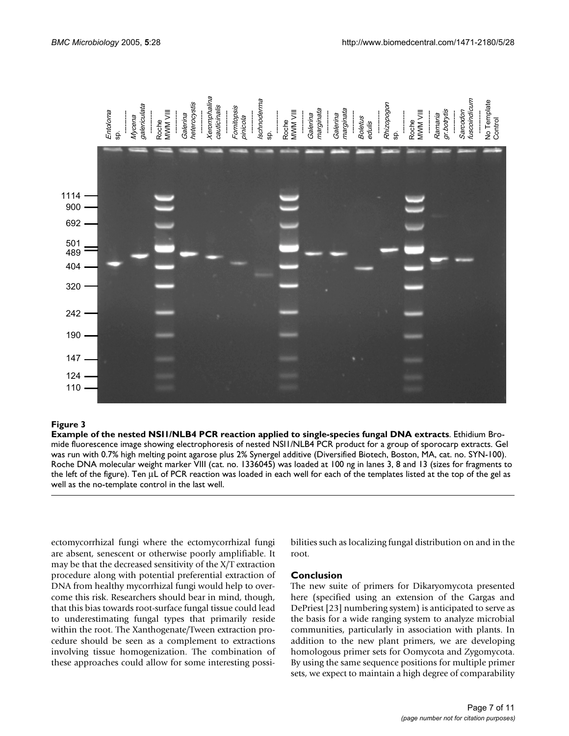**Figure 3**

**Example of the nested NSI1/NLB4 PCR reaction applied to single-species fungal DNA extracts**. Ethidium Bromide fluorescence image showing electrophoresis of nested NSI1/NLB4 PCR product for a group of sporocarp extracts. Gel was run with 0.7% high melting point agarose plus 2% Synergel additive (Diversified Biotech, Boston, MA, cat. no. SYN-100). Roche DNA molecular weight marker VIII (cat. no. 1336045) was loaded at 100 ng in lanes 3, 8 and 13 (sizes for fragments to the left of the figure). Ten μL of PCR reaction was loaded in each well for each of the templates listed at the top of the gel as well as the no-template control in the last well.

ectomycorrhizal fungi where the ectomycorrhizal fungi are absent, senescent or otherwise poorly amplifiable. It may be that the decreased sensitivity of the X/T extraction procedure along with potential preferential extraction of DNA from healthy mycorrhizal fungi would help to overcome this risk. Researchers should bear in mind, though, that this bias towards root-surface fungal tissue could lead to underestimating fungal types that primarily reside within the root. The Xanthogenate/Tween extraction procedure should be seen as a complement to extractions involving tissue homogenization. The combination of these approaches could allow for some interesting possibilities such as localizing fungal distribution on and in the root.

## Conclusion

The new suite of primers for Dikaryomycota presented here (specified using an extension of the Gargas and DePriest [23] numbering system) is anticipated to serve as the basis for a wide ranging system to analyze microbial communities, particularly in association with plants. In addition to the new plant primers, we are developing homologous primer sets for Oomycota and Zygomycota. By using the same sequence positions for multiple primer sets, we expect to maintain a high degree of comparability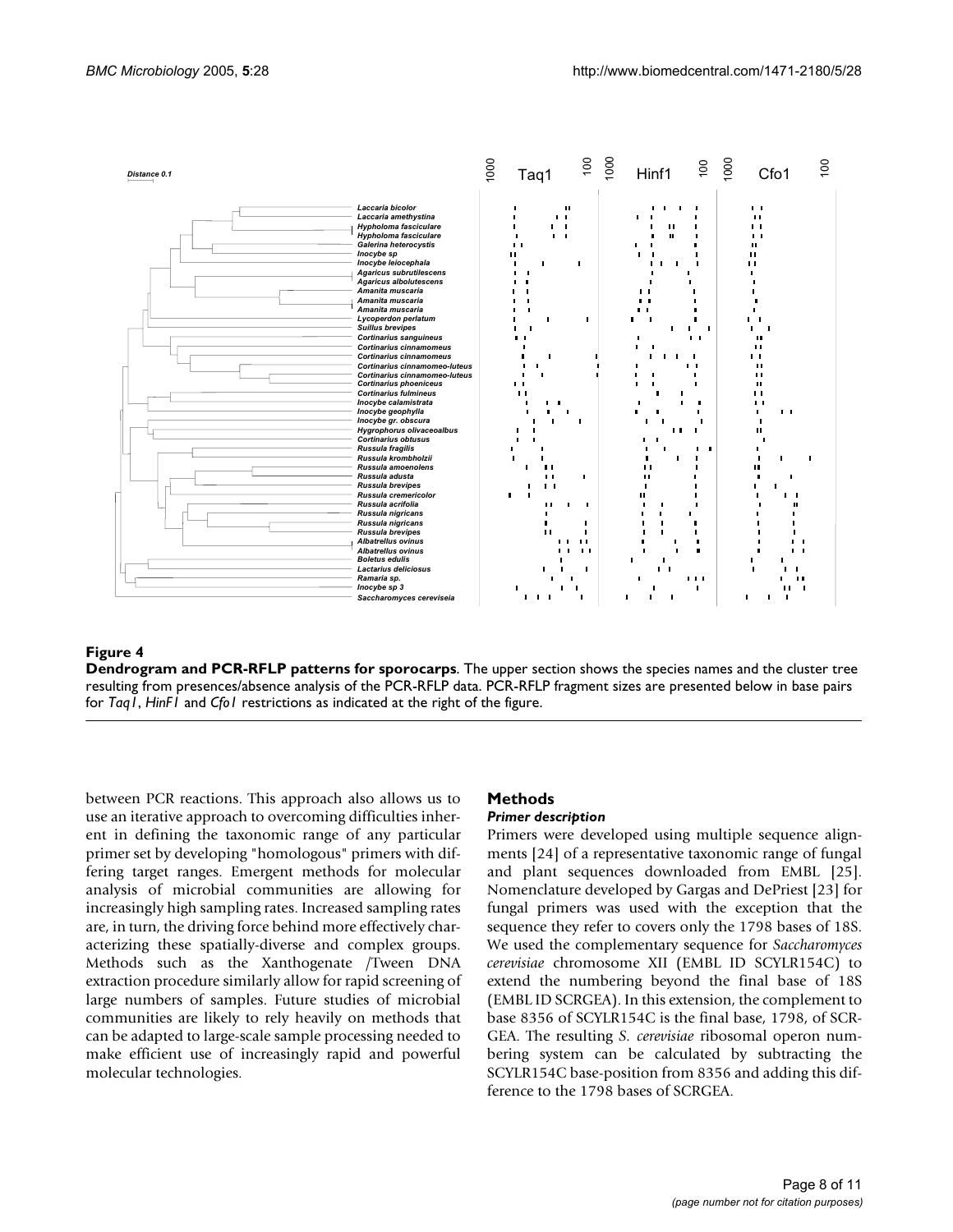**Figure 4**

**Dendrogram and PCR-RFLP patterns for sporocarps**. The upper section shows the species names and the cluster tree resulting from presences/absence analysis of the PCR-RFLP data. PCR-RFLP fragment sizes are presented below in base pairs for *Taq1*, *HinF1* and *Cfo1* restrictions as indicated at the right of the figure.

between PCR reactions. This approach also allows us to use an iterative approach to overcoming difficulties inherent in defining the taxonomic range of any particular primer set by developing "homologous" primers with differing target ranges. Emergent methods for molecular analysis of microbial communities are allowing for increasingly high sampling rates. Increased sampling rates are, in turn, the driving force behind more effectively characterizing these spatially-diverse and complex groups. Methods such as the Xanthogenate /Tween DNA extraction procedure similarly allow for rapid screening of large numbers of samples. Future studies of microbial communities are likely to rely heavily on methods that can be adapted to large-scale sample processing needed to make efficient use of increasingly rapid and powerful molecular technologies.

## Methods

### *Primer description*

Primers were developed using multiple sequence alignments [24] of a representative taxonomic range of fungal and plant sequences downloaded from EMBL [25]. Nomenclature developed by Gargas and DePriest [23] for fungal primers was used with the exception that the sequence they refer to covers only the 1798 bases of 18S. We used the complementary sequence for *Saccharomyces cerevisiae* chromosome XII (EMBL ID SCYLR154C) to extend the numbering beyond the final base of 18S (EMBL ID SCRGEA). In this extension, the complement to base 8356 of SCYLR154C is the final base, 1798, of SCRGEA. The resulting *S. cerevisiae* ribosomal operon numbering system can be calculated by subtracting the SCYLR154C base-position from 8356 and adding this difference to the 1798 bases of SCRGEA.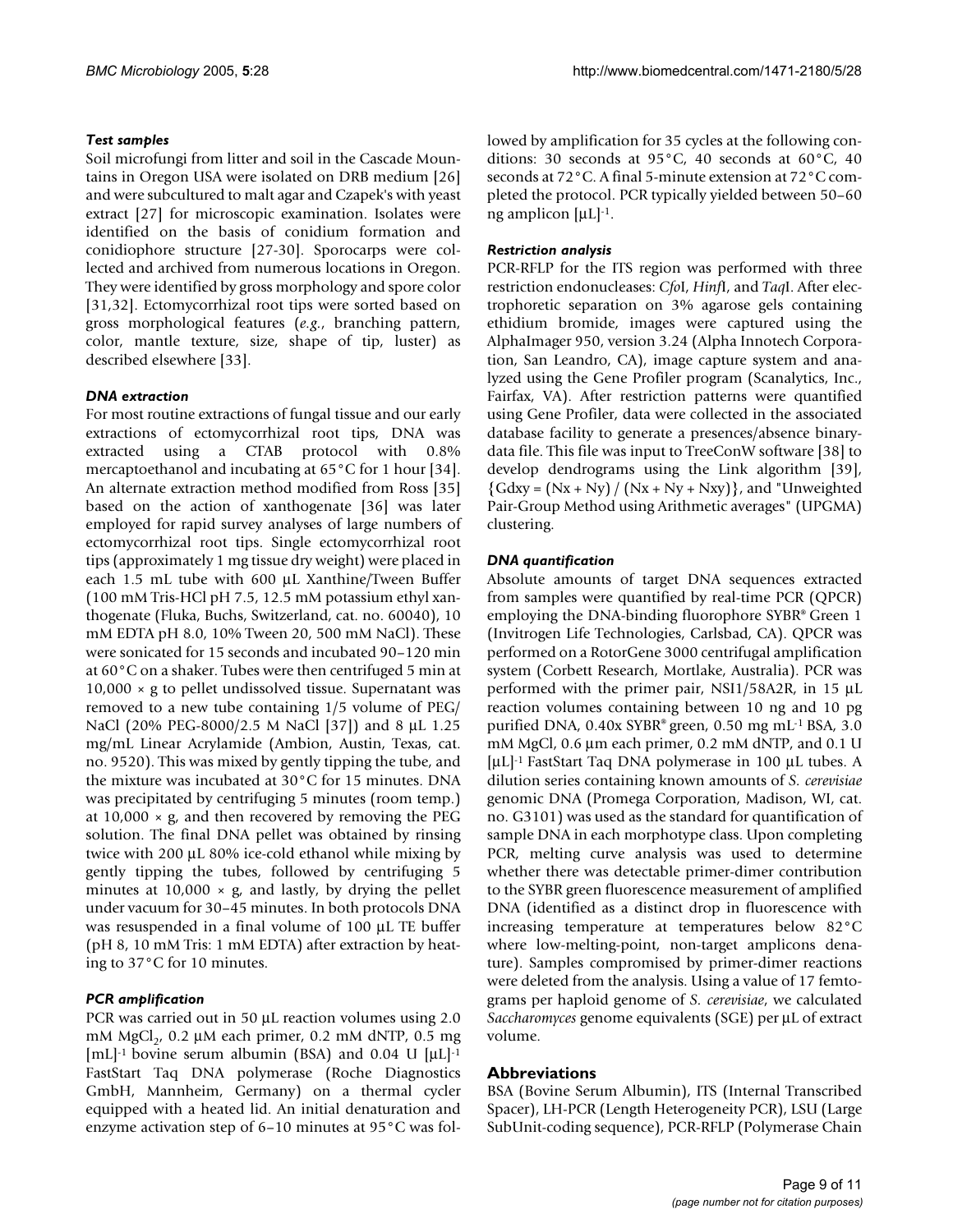### *Test samples*

Soil microfungi from litter and soil in the Cascade Mountains in Oregon USA were isolated on DRB medium [26] and were subcultured to malt agar and Czapek's with yeast extract [27] for microscopic examination. Isolates were identified on the basis of conidium formation and conidiophore structure [27-30]. Sporocarps were collected and archived from numerous locations in Oregon. They were identified by gross morphology and spore color [31,32]. Ectomycorrhizal root tips were sorted based on gross morphological features (*e.g.*, branching pattern, color, mantle texture, size, shape of tip, luster) as described elsewhere [33].

### *DNA extraction*

For most routine extractions of fungal tissue and our early extractions of ectomycorrhizal root tips, DNA was extracted using a CTAB protocol with 0.8% mercaptoethanol and incubating at 65°C for 1 hour [34]. An alternate extraction method modified from Ross [35] based on the action of xanthogenate [36] was later employed for rapid survey analyses of large numbers of ectomycorrhizal root tips. Single ectomycorrhizal root tips (approximately 1 mg tissue dry weight) were placed in each 1.5 mL tube with 600 µL Xanthine/Tween Buffer (100 mM Tris-HCl pH 7.5, 12.5 mM potassium ethyl xanthogenate (Fluka, Buchs, Switzerland, cat. no. 60040), 10 mM EDTA pH 8.0, 10% Tween 20, 500 mM NaCl). These were sonicated for 15 seconds and incubated 90–120 min at 60°C on a shaker. Tubes were then centrifuged 5 min at 10,000 × g to pellet undissolved tissue. Supernatant was removed to a new tube containing 1/5 volume of PEG/NaCl (20% PEG-8000/2.5 M NaCl [37]) and 8 µL 1.25 mg/mL Linear Acrylamide (Ambion, Austin, Texas, cat. no. 9520). This was mixed by gently tipping the tube, and the mixture was incubated at 30°C for 15 minutes. DNA was precipitated by centrifuging 5 minutes (room temp.) at 10,000 × g, and then recovered by removing the PEG solution. The final DNA pellet was obtained by rinsing twice with 200 µL 80% ice-cold ethanol while mixing by gently tipping the tubes, followed by centrifuging 5 minutes at 10,000 × g, and lastly, by drying the pellet under vacuum for 30–45 minutes. In both protocols DNA was resuspended in a final volume of 100 µL TE buffer (pH 8, 10 mM Tris: 1 mM EDTA) after extraction by heating to 37°C for 10 minutes.

### *PCR amplification*

PCR was carried out in 50 µL reaction volumes using 2.0 mM $MgCl_2$, 0.2 µM each primer, 0.2 mM dNTP, 0.5 mg $[mL]^{-1}$ bovine serum albumin (BSA) and 0.04 U $[\mu L]^{-1}$ FastStart Taq DNA polymerase (Roche Diagnostics GmbH, Mannheim, Germany) on a thermal cycler equipped with a heated lid. An initial denaturation and enzyme activation step of 6–10 minutes at 95°C was followed by amplification for 35 cycles at the following conditions: 30 seconds at 95°C, 40 seconds at 60°C, 40 seconds at 72°C. A final 5-minute extension at 72°C completed the protocol. PCR typically yielded between 50–60 ng amplicon $[\mu L]^{-1}$.

### *Restriction analysis*

PCR-RFLP for the ITS region was performed with three restriction endonucleases: *Cfo*I, *Hinf*I, and *Taq*I. After electrophoretic separation on 3% agarose gels containing ethidium bromide, images were captured using the AlphaImager 950, version 3.24 (Alpha Innotech Corporation, San Leandro, CA), image capture system and analyzed using the Gene Profiler program (Scanalytics, Inc., Fairfax, VA). After restriction patterns were quantified using Gene Profiler, data were collected in the associated database facility to generate a presences/absence binary-data file. This file was input to TreeConW software [38] to develop dendrograms using the Link algorithm [39], $\{Gdxy = (Nx + Ny) / (Nx + Ny + Nxy)\}$, and "Unweighted Pair-Group Method using Arithmetic averages" (UPGMA) clustering.

### *DNA quantification*

Absolute amounts of target DNA sequences extracted from samples were quantified by real-time PCR (QPCR) employing the DNA-binding fluorophore SYBR® Green 1 (Invitrogen Life Technologies, Carlsbad, CA). QPCR was performed on a RotorGene 3000 centrifugal amplification system (Corbett Research, Mortlake, Australia). PCR was performed with the primer pair, NSI1/58A2R, in 15 µL reaction volumes containing between 10 ng and 10 pg purified DNA, 0.40x SYBR® green, 0.50 mg $mL^{-1}$ BSA, 3.0 mM $MgCl_2$, 0.6 µm each primer, 0.2 mM dNTP, and 0.1 U $[\mu L]^{-1}$ FastStart Taq DNA polymerase in 100 µL tubes. A dilution series containing known amounts of *S. cerevisiae* genomic DNA (Promega Corporation, Madison, WI, cat. no. G3101) was used as the standard for quantification of sample DNA in each morphotype class. Upon completing PCR, melting curve analysis was used to determine whether there was detectable primer-dimer contribution to the SYBR green fluorescence measurement of amplified DNA (identified as a distinct drop in fluorescence with increasing temperature at temperatures below 82°C where low-melting-point, non-target amplicons denature). Samples compromised by primer-dimer reactions were deleted from the analysis. Using a value of 17 femtograms per haploid genome of *S. cerevisiae*, we calculated *Saccharomyces* genome equivalents (SGE) per µL of extract volume.

## Abbreviations

BSA (Bovine Serum Albumin), ITS (Internal Transcribed Spacer), LH-PCR (Length Heterogeneity PCR), LSU (Large SubUnit-coding sequence), PCR-RFLP (Polymerase Chain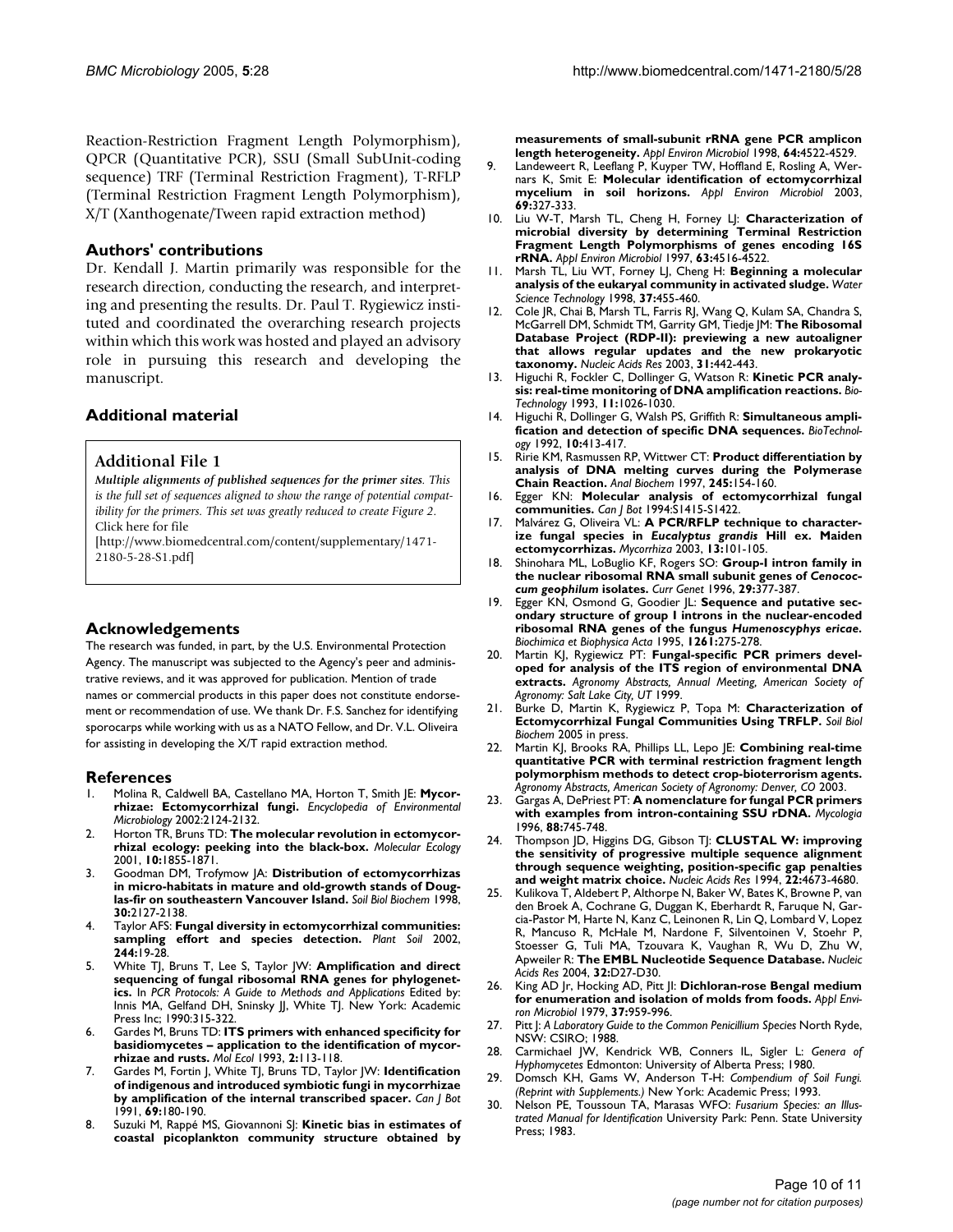Reaction-Restriction Fragment Length Polymorphism), QPCR (Quantitative PCR), SSU (Small SubUnit-coding sequence) TRF (Terminal Restriction Fragment), T-RFLP (Terminal Restriction Fragment Length Polymorphism), X/T (Xanthogenate/Tween rapid extraction method)

## Authors' contributions

Dr. Kendall J. Martin primarily was responsible for the research direction, conducting the research, and interpreting and presenting the results. Dr. Paul T. Rygiewicz instituted and coordinated the overarching research projects within which this work was hosted and played an advisory role in pursuing this research and developing the manuscript.

## Additional material

### Additional File 1

***Multiple alignments of published sequences for the primer sites.*** *This is the full set of sequences aligned to show the range of potential compatibility for the primers. This set was greatly reduced to create Figure 2.*
Click here for file
[http://www.biomedcentral.com/content/supplementary/1471-2180-5-28-S1.pdf]

## Acknowledgements

The research was funded, in part, by the U.S. Environmental Protection Agency. The manuscript was subjected to the Agency's peer and administrative reviews, and it was approved for publication. Mention of trade names or commercial products in this paper does not constitute endorsement or recommendation of use. We thank Dr. F.S. Sanchez for identifying sporocarps while working with us as a NATO Fellow, and Dr. V.L. Oliveira for assisting in developing the X/T rapid extraction method.

## References

1. Molina R, Caldwell BA, Castellano MA, Horton T, Smith JE: **Mycorrhizae: Ectomycorrhizal fungi.** *Encyclopedia of Environmental Microbiology* 2002:2124-2132.
2. Horton TR, Bruns TD: **The molecular revolution in ectomycorrhizal ecology: peeking into the black-box.** *Molecular Ecology* 2001, **10:**1855-1871.
3. Goodman DM, Trofymow JA: **Distribution of ectomycorrhizas in micro-habitats in mature and old-growth stands of Douglas-fir on southeastern Vancouver Island.** *Soil Biol Biochem* 1998, **30:**2127-2138.
4. Taylor AFS: **Fungal diversity in ectomycorrhizal communities: sampling effort and species detection.** *Plant Soil* 2002, **244:**19-28.
5. White TJ, Bruns T, Lee S, Taylor JW: **Amplification and direct sequencing of fungal ribosomal RNA genes for phylogenetics.** In *PCR Protocols: A Guide to Methods and Applications* Edited by: Innis MA, Gelfand DH, Sninsky JJ, White TJ. New York: Academic Press Inc; 1990:315-322.
6. Gardes M, Bruns TD: **ITS primers with enhanced specificity for basidiomycetes – application to the identification of mycorrhizae and rusts.** *Mol Ecol* 1993, **2:**113-118.
7. Gardes M, Fortin J, White TJ, Bruns TD, Taylor JW: **Identification of indigenous and introduced symbiotic fungi in mycorrhizae by amplification of the internal transcribed spacer.** *Can J Bot* 1991, **69:**180-190.
8. Suzuki M, Rappé MS, Giovannoni SJ: **Kinetic bias in estimates of coastal picoplankton community structure obtained by measurements of small-subunit rRNA gene PCR amplicon length heterogeneity.** *Appl Environ Microbiol* 1998, **64:**4522-4529.
9. Landeweert R, Leeflang P, Kuyper TW, Hoffland E, Rosling A, Wernars K, Smit E: **Molecular identification of ectomycorrhizal mycelium in soil horizons.** *Appl Environ Microbiol* 2003, **69:**327-333.
10. Liu W-T, Marsh TL, Cheng H, Forney LJ: **Characterization of microbial diversity by determining Terminal Restriction Fragment Length Polymorphisms of genes encoding 16S rRNA.** *Appl Environ Microbiol* 1997, **63:**4516-4522.
11. Marsh TL, Liu WT, Forney LJ, Cheng H: **Beginning a molecular analysis of the eukaryal community in activated sludge.** *Water Science Technology* 1998, **37:**455-460.
12. Cole JR, Chai B, Marsh TL, Farris RJ, Wang Q, Kulam SA, Chandra S, McGarrell DM, Schmidt TM, Garrity GM, Tiedje JM: **The Ribosomal Database Project (RDP-II): previewing a new autoaligner that allows regular updates and the new prokaryotic taxonomy.** *Nucleic Acids Res* 2003, **31:**442-443.
13. Higuchi R, Fockler C, Dollinger G, Watson R: **Kinetic PCR analysis: real-time monitoring of DNA amplification reactions.** *BioTechnology* 1993, **11:**1026-1030.
14. Higuchi R, Dollinger G, Walsh PS, Griffith R: **Simultaneous amplification and detection of specific DNA sequences.** *BioTechnology* 1992, **10:**413-417.
15. Ririe KM, Rasmussen RP, Wittwer CT: **Product differentiation by analysis of DNA melting curves during the Polymerase Chain Reaction.** *Anal Biochem* 1997, **245:**154-160.
16. Egger KN: **Molecular analysis of ectomycorrhizal fungal communities.** *Can J Bot* 1994:S1415-S1422.
17. Malvárez G, Oliveira VL: **A PCR/RFLP technique to characterize fungal species in *Eucalyptus grandis* Hill ex. Maiden ectomycorrhizas.** *Mycorrhiza* 2003, **13:**101-105.
18. Shinohara ML, LoBuglio KF, Rogers SO: **Group-I intron family in the nuclear ribosomal RNA small subunit genes of *Cenococcum geophilum* isolates.** *Curr Genet* 1996, **29:**377-387.
19. Egger KN, Osmond G, Goodier JL: **Sequence and putative secondary structure of group I introns in the nuclear-encoded ribosomal RNA genes of the fungus *Humenoscyphys ericae*.** *Biochimica et Biophysica Acta* 1995, **1261:**275-278.
20. Martin KJ, Rygiewicz PT: **Fungal-specific PCR primers developed for analysis of the ITS region of environmental DNA extracts.** *Agronomy Abstracts, Annual Meeting, American Society of Agronomy: Salt Lake City, UT* 1999.
21. Burke D, Martin K, Rygiewicz P, Topa M: **Characterization of Ectomycorrhizal Fungal Communities Using TRFLP.** *Soil Biol Biochem* 2005 in press.
22. Martin KJ, Brooks RA, Phillips LL, Lepo JE: **Combining real-time quantitative PCR with terminal restriction fragment length polymorphism methods to detect crop-bioterrorism agents.** *Agronomy Abstracts, American Society of Agronomy: Denver, CO* 2003.
23. Gargas A, DePriest PT: **A nomenclature for fungal PCR primers with examples from intron-containing SSU rDNA.** *Mycologia* 1996, **88:**745-748.
24. Thompson JD, Higgins DG, Gibson TJ: **CLUSTAL W: improving the sensitivity of progressive multiple sequence alignment through sequence weighting, position-specific gap penalties and weight matrix choice.** *Nucleic Acids Res* 1994, **22:**4673-4680.
25. Kulikova T, Aldebert P, Althorpe N, Baker W, Bates K, Browne P, van den Broek A, Cochrane G, Duggan K, Eberhardt R, Faruque N, Garcia-Pastor M, Harte N, Kanz C, Leinonen R, Lin Q, Lombard V, Lopez R, Mancuso R, McHale M, Nardone F, Silventoinen V, Stoehr P, Stoesser G, Tuli MA, Tzouvara K, Vaughan R, Wu D, Zhu W, Apweiler R: **The EMBL Nucleotide Sequence Database.** *Nucleic Acids Res* 2004, **32:**D27-D30.
26. King AD Jr, Hocking AD, Pitt JI: **Dichloran-rose Bengal medium for enumeration and isolation of molds from foods.** *Appl Environ Microbiol* 1979, **37:**959-996.
27. Pitt J: *A Laboratory Guide to the Common Penicillium Species* North Ryde, NSW: CSIRO; 1988.
28. Carmichael JW, Kendrick WB, Conners IL, Sigler L: *Genera of Hyphomycetes* Edmonton: University of Alberta Press; 1980.
29. Domsch KH, Gams W, Anderson T-H: *Compendium of Soil Fungi. (Reprint with Supplements.)* New York: Academic Press; 1993.
30. Nelson PE, Toussoun TA, Marasas WFO: *Fusarium Species: an Illustrated Manual for Identification* University Park: Penn. State University Press; 1983.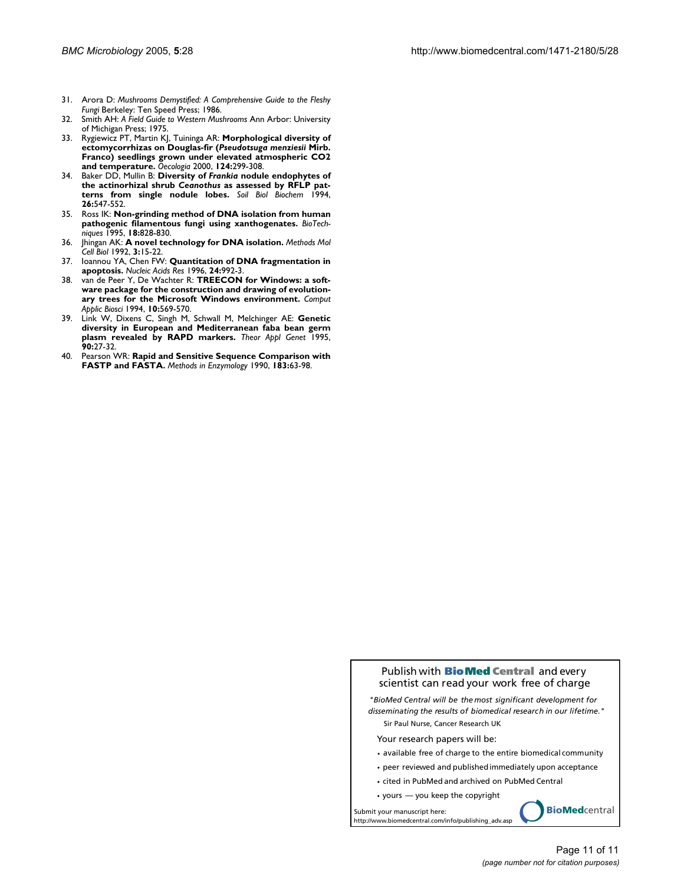31. Arora D: *Mushrooms Demystified: A Comprehensive Guide to the Fleshy Fungi* Berkeley: Ten Speed Press; 1986.
32. Smith AH: *A Field Guide to Western Mushrooms* Ann Arbor: University of Michigan Press; 1975.
33. Rygiewicz PT, Martin KJ, Tuininga AR: **Morphological diversity of ectomycorrhizas on Douglas-fir (*Pseudotsuga menziesii* Mirb. Franco) seedlings grown under elevated atmospheric CO2 and temperature.** *Oecologia* 2000, **124:**299-308.
34. Baker DD, Mullin B: **Diversity of *Frankia* nodule endophytes of the actinorhizal shrub *Ceanothus* as assessed by RFLP patterns from single nodule lobes.** *Soil Biol Biochem* 1994, **26:**547-552.
35. Ross IK: **Non-grinding method of DNA isolation from human pathogenic filamentous fungi using xanthogenates.** *BioTechniques* 1995, **18:**828-830.
36. Jhingan AK: **A novel technology for DNA isolation.** *Methods Mol Cell Biol* 1992, **3:**15-22.
37. Ioannou YA, Chen FW: **Quantitation of DNA fragmentation in apoptosis.** *Nucleic Acids Res* 1996, **24:**992-3.
38. van de Peer Y, De Wachter R: **TREECON for Windows: a software package for the construction and drawing of evolutionary trees for the Microsoft Windows environment.** *Comput Applic Biosci* 1994, **10:**569-570.
39. Link W, Dixens C, Singh M, Schwall M, Melchinger AE: **Genetic diversity in European and Mediterranean faba bean germ plasm revealed by RAPD markers.** *Theor Appl Genet* 1995, **90:**27-32.
40. Pearson WR: **Rapid and Sensitive Sequence Comparison with FASTP and FASTA.** *Methods in Enzymology* 1990, **183:**63-98.

Publish with **BioMed Central** and every scientist can read your work free of charge

*"BioMed Central will be the most significant development for disseminating the results of biomedical research in our lifetime."*

Sir Paul Nurse, Cancer Research UK

Your research papers will be:

- available free of charge to the entire biomedical community
- peer reviewed and published immediately upon acceptance
- cited in PubMed and archived on PubMed Central
- yours — you keep the copyright

Submit your manuscript here:
http://www.biomedcentral.com/info/publishing_adv.asp

BioMedcentral